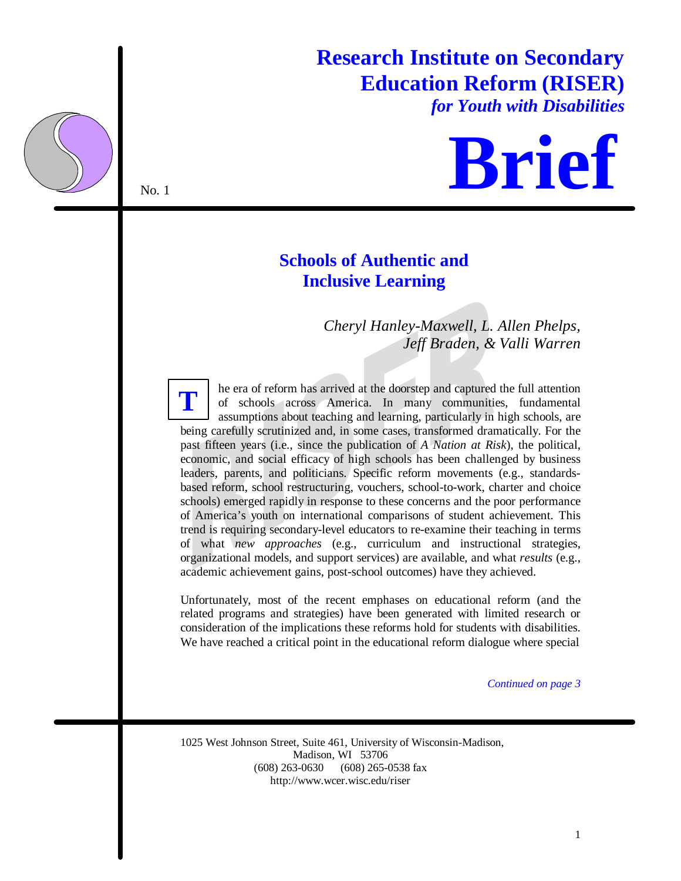# Research Institute on Secondary Education Reform (RISER)

*for Youth with Disabilities*

# Brief

No. 1

## Schools of Authentic and Inclusive Learning

*Cheryl Hanley-Maxwell, L. Allen Phelps, Jeff Braden, & Valli Warren*

The era of reform has arrived at the doorstep and captured the full attention of schools across America. In many communities, fundamental assumptions about teaching and learning, particularly in high schools, are being carefully scrutinized and, in some cases, transformed dramatically. For the past fifteen years (i.e., since the publication of *A Nation at Risk*), the political, economic, and social efficacy of high schools has been challenged by business leaders, parents, and politicians. Specific reform movements (e.g., standards-based reform, school restructuring, vouchers, school-to-work, charter and choice schools) emerged rapidly in response to these concerns and the poor performance of America's youth on international comparisons of student achievement. This trend is requiring secondary-level educators to re-examine their teaching in terms of what *new approaches* (e.g., curriculum and instructional strategies, organizational models, and support services) are available, and what *results* (e.g., academic achievement gains, post-school outcomes) have they achieved.

Unfortunately, most of the recent emphases on educational reform (and the related programs and strategies) have been generated with limited research or consideration of the implications these reforms hold for students with disabilities. We have reached a critical point in the educational reform dialogue where special

*Continued on page 3*

1025 West Johnson Street, Suite 461, University of Wisconsin-Madison,
Madison, WI 53706
(608) 263-0630 (608) 265-0538 fax
http://www.wcer.wisc.edu/riser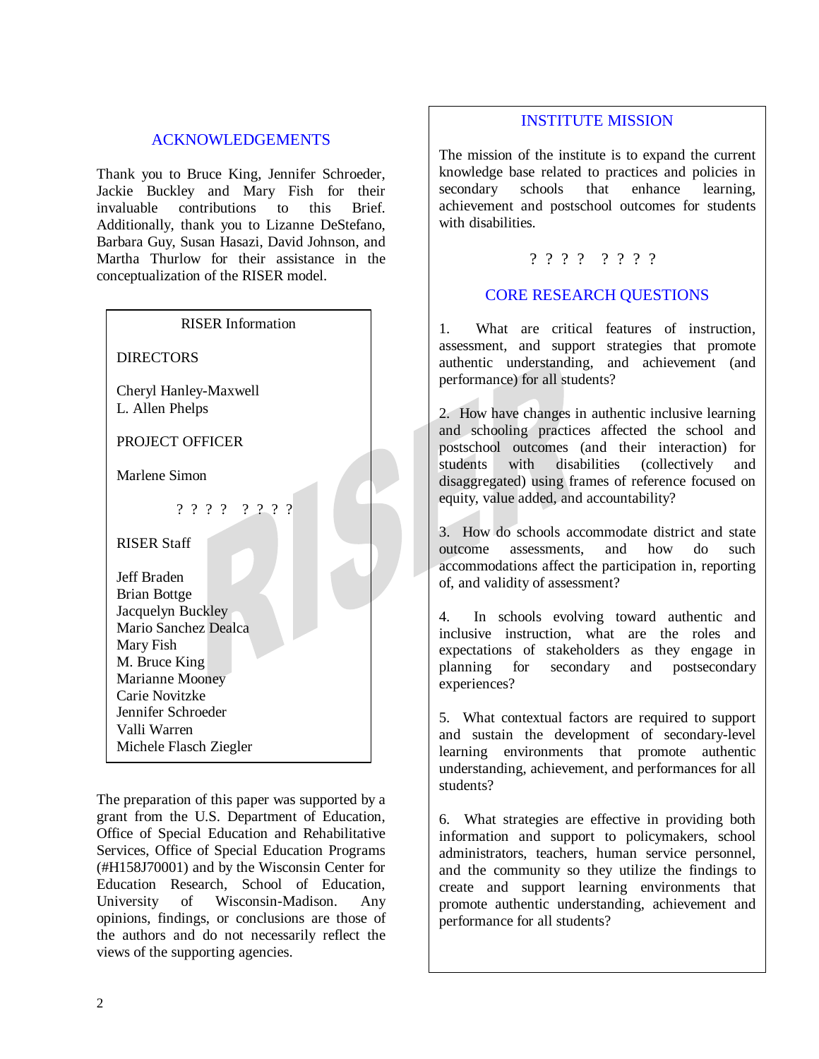## ACKNOWLEDGEMENTS

Thank you to Bruce King, Jennifer Schroeder, Jackie Buckley and Mary Fish for their invaluable contributions to this Brief. Additionally, thank you to Lizanne DeStefano, Barbara Guy, Susan Hasazi, David Johnson, and Martha Thurlow for their assistance in the conceptualization of the RISER model.

RISER Information

DIRECTORS

Cheryl Hanley-Maxwell
L. Allen Phelps

PROJECT OFFICER

Marlene Simon

? ? ? ? ? ? ? ?

RISER Staff

Jeff Braden
Brian Bottge
Jacquelyn Buckley
Mario Sanchez Dealca
Mary Fish
M. Bruce King
Marianne Mooney
Carie Novitzke
Jennifer Schroeder
Valli Warren
Michele Flasch Ziegler

The preparation of this paper was supported by a grant from the U.S. Department of Education, Office of Special Education and Rehabilitative Services, Office of Special Education Programs (#H158J70001) and by the Wisconsin Center for Education Research, School of Education, University of Wisconsin-Madison. Any opinions, findings, or conclusions are those of the authors and do not necessarily reflect the views of the supporting agencies.

## INSTITUTE MISSION

The mission of the institute is to expand the current knowledge base related to practices and policies in secondary schools that enhance learning, achievement and postschool outcomes for students with disabilities.

? ? ? ? ? ? ? ?

## CORE RESEARCH QUESTIONS

1. What are critical features of instruction, assessment, and support strategies that promote authentic understanding, and achievement (and performance) for all students?

2. How have changes in authentic inclusive learning and schooling practices affected the school and postschool outcomes (and their interaction) for students with disabilities (collectively and disaggregated) using frames of reference focused on equity, value added, and accountability?

3. How do schools accommodate district and state outcome assessments, and how do such accommodations affect the participation in, reporting of, and validity of assessment?

4. In schools evolving toward authentic and inclusive instruction, what are the roles and expectations of stakeholders as they engage in planning for secondary and postsecondary experiences?

5. What contextual factors are required to support and sustain the development of secondary-level learning environments that promote authentic understanding, achievement, and performances for all students?

6. What strategies are effective in providing both information and support to policymakers, school administrators, teachers, human service personnel, and the community so they utilize the findings to create and support learning environments that promote authentic understanding, achievement and performance for all students?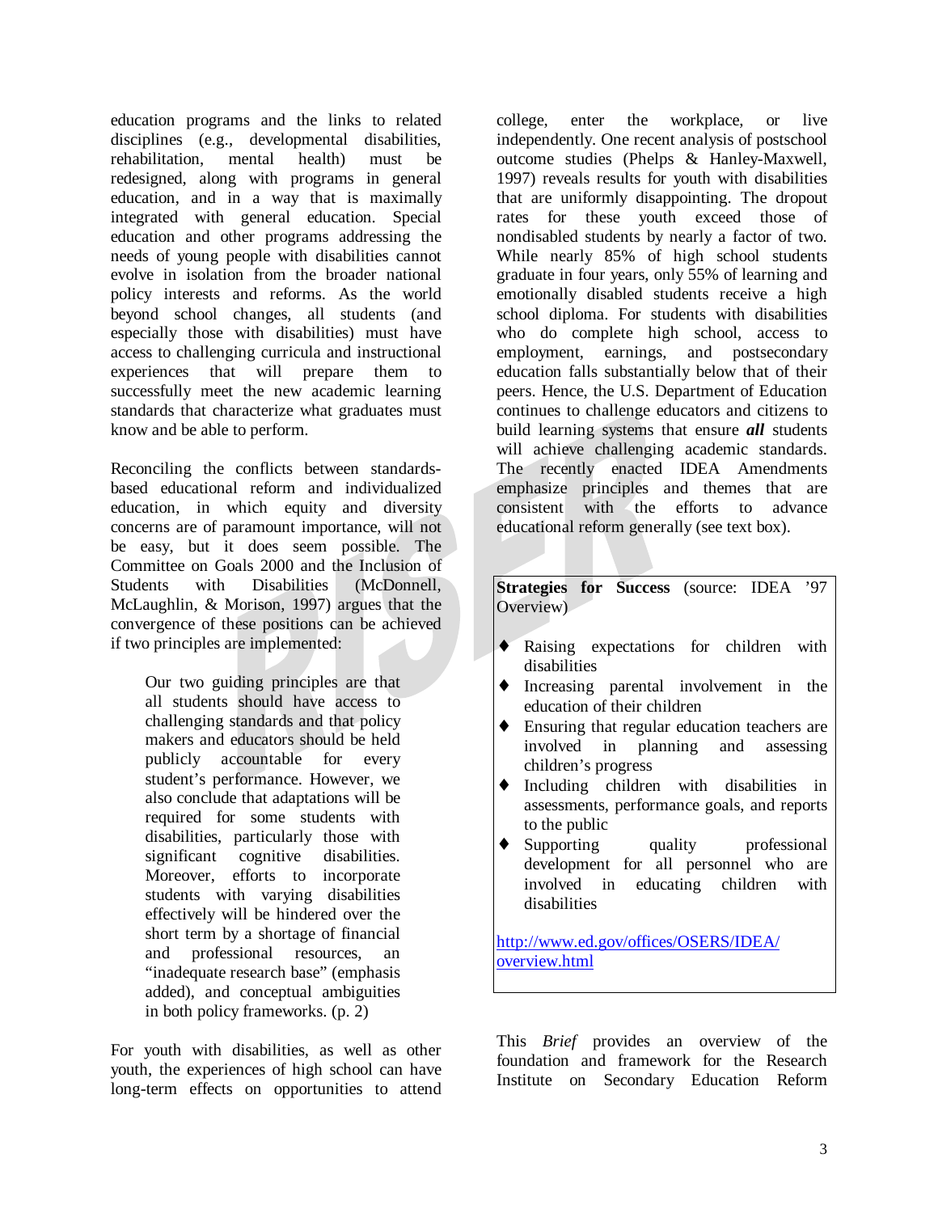education programs and the links to related disciplines (e.g., developmental disabilities, rehabilitation, mental health) must be redesigned, along with programs in general education, and in a way that is maximally integrated with general education. Special education and other programs addressing the needs of young people with disabilities cannot evolve in isolation from the broader national policy interests and reforms. As the world beyond school changes, all students (and especially those with disabilities) must have access to challenging curricula and instructional experiences that will prepare them to successfully meet the new academic learning standards that characterize what graduates must know and be able to perform.

Reconciling the conflicts between standards-based educational reform and individualized education, in which equity and diversity concerns are of paramount importance, will not be easy, but it does seem possible. The Committee on Goals 2000 and the Inclusion of Students with Disabilities (McDonnell, McLaughlin, & Morison, 1997) argues that the convergence of these positions can be achieved if two principles are implemented:

> Our two guiding principles are that all students should have access to challenging standards and that policy makers and educators should be held publicly accountable for every student's performance. However, we also conclude that adaptations will be required for some students with disabilities, particularly those with significant cognitive disabilities. Moreover, efforts to incorporate students with varying disabilities effectively will be hindered over the short term by a shortage of financial and professional resources, an "inadequate research base" (emphasis added), and conceptual ambiguities in both policy frameworks. (p. 2)

For youth with disabilities, as well as other youth, the experiences of high school can have long-term effects on opportunities to attend college, enter the workplace, or live independently. One recent analysis of postschool outcome studies (Phelps & Hanley-Maxwell, 1997) reveals results for youth with disabilities that are uniformly disappointing. The dropout rates for these youth exceed those of nondisabled students by nearly a factor of two. While nearly 85% of high school students graduate in four years, only 55% of learning and emotionally disabled students receive a high school diploma. For students with disabilities who do complete high school, access to employment, earnings, and postsecondary education falls substantially below that of their peers. Hence, the U.S. Department of Education continues to challenge educators and citizens to build learning systems that ensure ***all*** students will achieve challenging academic standards. The recently enacted IDEA Amendments emphasize principles and themes that are consistent with the efforts to advance educational reform generally (see text box).

> **Strategies for Success** (source: IDEA '97 Overview)
>
> - Raising expectations for children with disabilities
> - Increasing parental involvement in the education of their children
> - Ensuring that regular education teachers are involved in planning and assessing children's progress
> - Including children with disabilities in assessments, performance goals, and reports to the public
> - Supporting quality professional development for all personnel who are involved in educating children with disabilities
>
> http://www.ed.gov/offices/OSERS/IDEA/overview.html

This *Brief* provides an overview of the foundation and framework for the Research Institute on Secondary Education Reform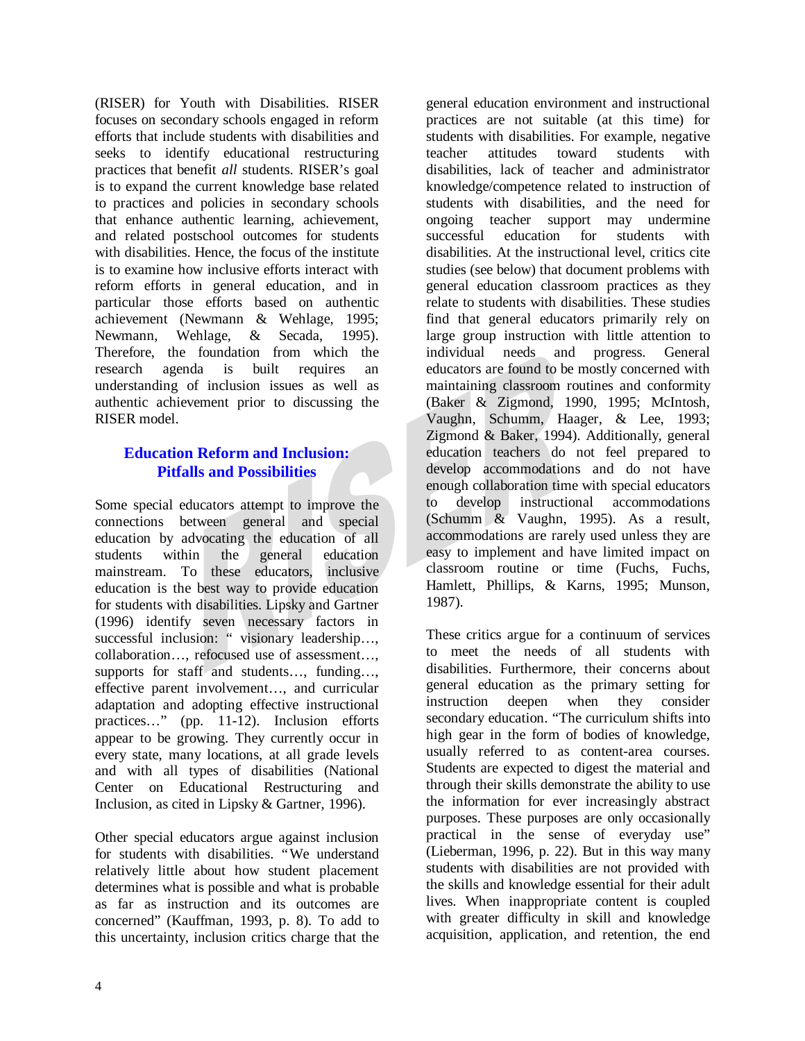(RISER) for Youth with Disabilities. RISER focuses on secondary schools engaged in reform efforts that include students with disabilities and seeks to identify educational restructuring practices that benefit *all* students. RISER's goal is to expand the current knowledge base related to practices and policies in secondary schools that enhance authentic learning, achievement, and related postschool outcomes for students with disabilities. Hence, the focus of the institute is to examine how inclusive efforts interact with reform efforts in general education, and in particular those efforts based on authentic achievement (Newmann & Wehlage, 1995; Newmann, Wehlage, & Secada, 1995). Therefore, the foundation from which the research agenda is built requires an understanding of inclusion issues as well as authentic achievement prior to discussing the RISER model.

## Education Reform and Inclusion: Pitfalls and Possibilities

Some special educators attempt to improve the connections between general and special education by advocating the education of all students within the general education mainstream. To these educators, inclusive education is the best way to provide education for students with disabilities. Lipsky and Gartner (1996) identify seven necessary factors in successful inclusion: " visionary leadership…, collaboration…, refocused use of assessment…, supports for staff and students…, funding…, effective parent involvement…, and curricular adaptation and adopting effective instructional practices…" (pp. 11-12). Inclusion efforts appear to be growing. They currently occur in every state, many locations, at all grade levels and with all types of disabilities (National Center on Educational Restructuring and Inclusion, as cited in Lipsky & Gartner, 1996).

Other special educators argue against inclusion for students with disabilities. "We understand relatively little about how student placement determines what is possible and what is probable as far as instruction and its outcomes are concerned" (Kauffman, 1993, p. 8). To add to this uncertainty, inclusion critics charge that the general education environment and instructional practices are not suitable (at this time) for students with disabilities. For example, negative teacher attitudes toward students with disabilities, lack of teacher and administrator knowledge/competence related to instruction of students with disabilities, and the need for ongoing teacher support may undermine successful education for students with disabilities. At the instructional level, critics cite studies (see below) that document problems with general education classroom practices as they relate to students with disabilities. These studies find that general educators primarily rely on large group instruction with little attention to individual needs and progress. General educators are found to be mostly concerned with maintaining classroom routines and conformity (Baker & Zigmond, 1990, 1995; McIntosh, Vaughn, Schumm, Haager, & Lee, 1993; Zigmond & Baker, 1994). Additionally, general education teachers do not feel prepared to develop accommodations and do not have enough collaboration time with special educators to develop instructional accommodations (Schumm & Vaughn, 1995). As a result, accommodations are rarely used unless they are easy to implement and have limited impact on classroom routine or time (Fuchs, Fuchs, Hamlett, Phillips, & Karns, 1995; Munson, 1987).

These critics argue for a continuum of services to meet the needs of all students with disabilities. Furthermore, their concerns about general education as the primary setting for instruction deepen when they consider secondary education. "The curriculum shifts into high gear in the form of bodies of knowledge, usually referred to as content-area courses. Students are expected to digest the material and through their skills demonstrate the ability to use the information for ever increasingly abstract purposes. These purposes are only occasionally practical in the sense of everyday use" (Lieberman, 1996, p. 22). But in this way many students with disabilities are not provided with the skills and knowledge essential for their adult lives. When inappropriate content is coupled with greater difficulty in skill and knowledge acquisition, application, and retention, the end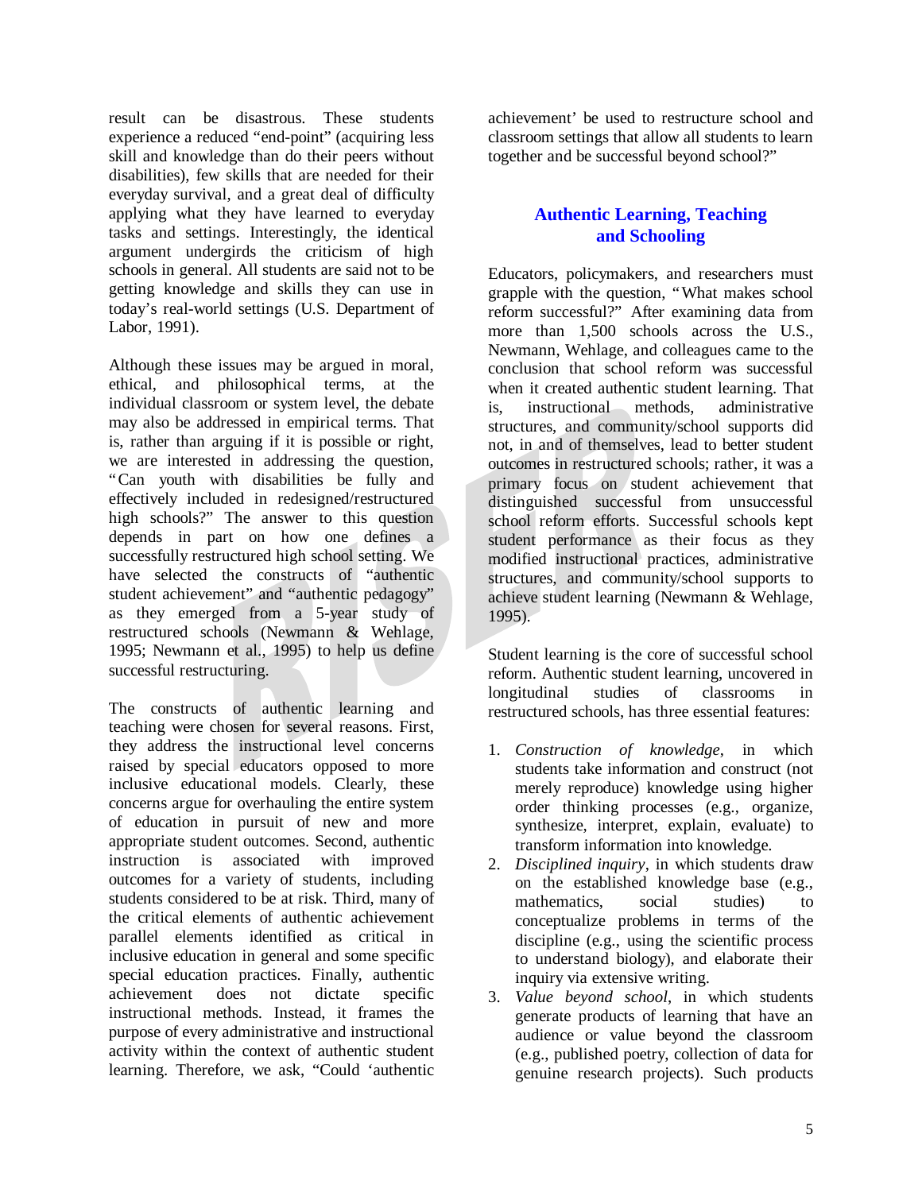result can be disastrous. These students experience a reduced "end-point" (acquiring less skill and knowledge than do their peers without disabilities), few skills that are needed for their everyday survival, and a great deal of difficulty applying what they have learned to everyday tasks and settings. Interestingly, the identical argument undergirds the criticism of high schools in general. All students are said not to be getting knowledge and skills they can use in today's real-world settings (U.S. Department of Labor, 1991).

Although these issues may be argued in moral, ethical, and philosophical terms, at the individual classroom or system level, the debate may also be addressed in empirical terms. That is, rather than arguing if it is possible or right, we are interested in addressing the question, "Can youth with disabilities be fully and effectively included in redesigned/restructured high schools?" The answer to this question depends in part on how one defines a successfully restructured high school setting. We have selected the constructs of "authentic student achievement" and "authentic pedagogy" as they emerged from a 5-year study of restructured schools (Newmann & Wehlage, 1995; Newmann et al., 1995) to help us define successful restructuring.

The constructs of authentic learning and teaching were chosen for several reasons. First, they address the instructional level concerns raised by special educators opposed to more inclusive educational models. Clearly, these concerns argue for overhauling the entire system of education in pursuit of new and more appropriate student outcomes. Second, authentic instruction is associated with improved outcomes for a variety of students, including students considered to be at risk. Third, many of the critical elements of authentic achievement parallel elements identified as critical in inclusive education in general and some specific special education practices. Finally, authentic achievement does not dictate specific instructional methods. Instead, it frames the purpose of every administrative and instructional activity within the context of authentic student learning. Therefore, we ask, "Could 'authentic achievement' be used to restructure school and classroom settings that allow all students to learn together and be successful beyond school?"

## Authentic Learning, Teaching and Schooling

Educators, policymakers, and researchers must grapple with the question, "What makes school reform successful?" After examining data from more than 1,500 schools across the U.S., Newmann, Wehlage, and colleagues came to the conclusion that school reform was successful when it created authentic student learning. That is, instructional methods, administrative structures, and community/school supports did not, in and of themselves, lead to better student outcomes in restructured schools; rather, it was a primary focus on student achievement that distinguished successful from unsuccessful school reform efforts. Successful schools kept student performance as their focus as they modified instructional practices, administrative structures, and community/school supports to achieve student learning (Newmann & Wehlage, 1995).

Student learning is the core of successful school reform. Authentic student learning, uncovered in longitudinal studies of classrooms in restructured schools, has three essential features:

1. *Construction of knowledge*, in which students take information and construct (not merely reproduce) knowledge using higher order thinking processes (e.g., organize, synthesize, interpret, explain, evaluate) to transform information into knowledge.
2. *Disciplined inquiry*, in which students draw on the established knowledge base (e.g., mathematics, social studies) to conceptualize problems in terms of the discipline (e.g., using the scientific process to understand biology), and elaborate their inquiry via extensive writing.
3. *Value beyond school*, in which students generate products of learning that have an audience or value beyond the classroom (e.g., published poetry, collection of data for genuine research projects). Such products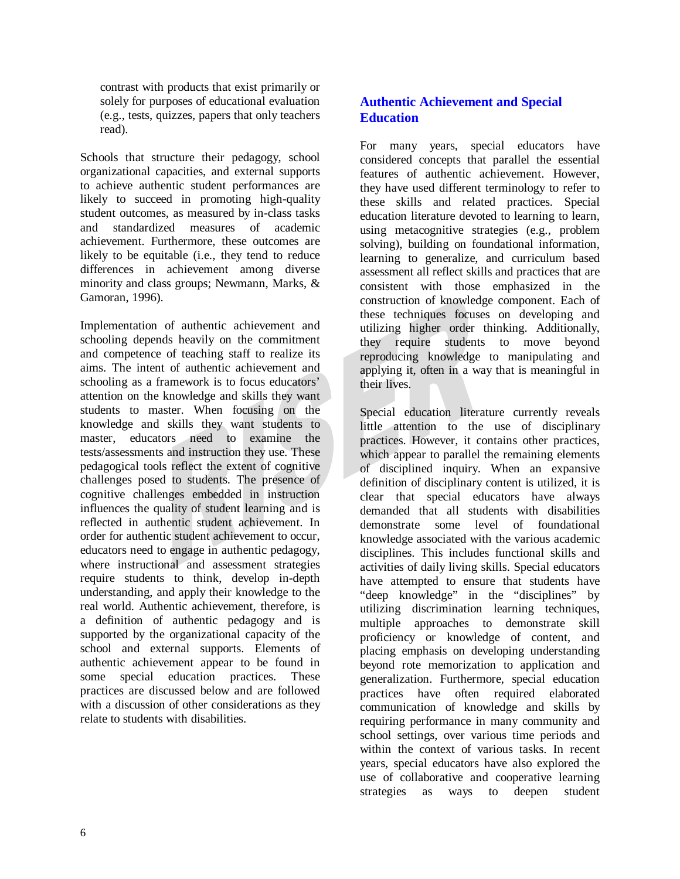contrast with products that exist primarily or solely for purposes of educational evaluation (e.g., tests, quizzes, papers that only teachers read).

Schools that structure their pedagogy, school organizational capacities, and external supports to achieve authentic student performances are likely to succeed in promoting high-quality student outcomes, as measured by in-class tasks and standardized measures of academic achievement. Furthermore, these outcomes are likely to be equitable (i.e., they tend to reduce differences in achievement among diverse minority and class groups; Newmann, Marks, & Gamoran, 1996).

Implementation of authentic achievement and schooling depends heavily on the commitment and competence of teaching staff to realize its aims. The intent of authentic achievement and schooling as a framework is to focus educators' attention on the knowledge and skills they want students to master. When focusing on the knowledge and skills they want students to master, educators need to examine the tests/assessments and instruction they use. These pedagogical tools reflect the extent of cognitive challenges posed to students. The presence of cognitive challenges embedded in instruction influences the quality of student learning and is reflected in authentic student achievement. In order for authentic student achievement to occur, educators need to engage in authentic pedagogy, where instructional and assessment strategies require students to think, develop in-depth understanding, and apply their knowledge to the real world. Authentic achievement, therefore, is a definition of authentic pedagogy and is supported by the organizational capacity of the school and external supports. Elements of authentic achievement appear to be found in some special education practices. These practices are discussed below and are followed with a discussion of other considerations as they relate to students with disabilities.

## Authentic Achievement and Special Education

For many years, special educators have considered concepts that parallel the essential features of authentic achievement. However, they have used different terminology to refer to these skills and related practices. Special education literature devoted to learning to learn, using metacognitive strategies (e.g., problem solving), building on foundational information, learning to generalize, and curriculum based assessment all reflect skills and practices that are consistent with those emphasized in the construction of knowledge component. Each of these techniques focuses on developing and utilizing higher order thinking. Additionally, they require students to move beyond reproducing knowledge to manipulating and applying it, often in a way that is meaningful in their lives.

Special education literature currently reveals little attention to the use of disciplinary practices. However, it contains other practices, which appear to parallel the remaining elements of disciplined inquiry. When an expansive definition of disciplinary content is utilized, it is clear that special educators have always demanded that all students with disabilities demonstrate some level of foundational knowledge associated with the various academic disciplines. This includes functional skills and activities of daily living skills. Special educators have attempted to ensure that students have "deep knowledge" in the "disciplines" by utilizing discrimination learning techniques, multiple approaches to demonstrate skill proficiency or knowledge of content, and placing emphasis on developing understanding beyond rote memorization to application and generalization. Furthermore, special education practices have often required elaborated communication of knowledge and skills by requiring performance in many community and school settings, over various time periods and within the context of various tasks. In recent years, special educators have also explored the use of collaborative and cooperative learning strategies as ways to deepen student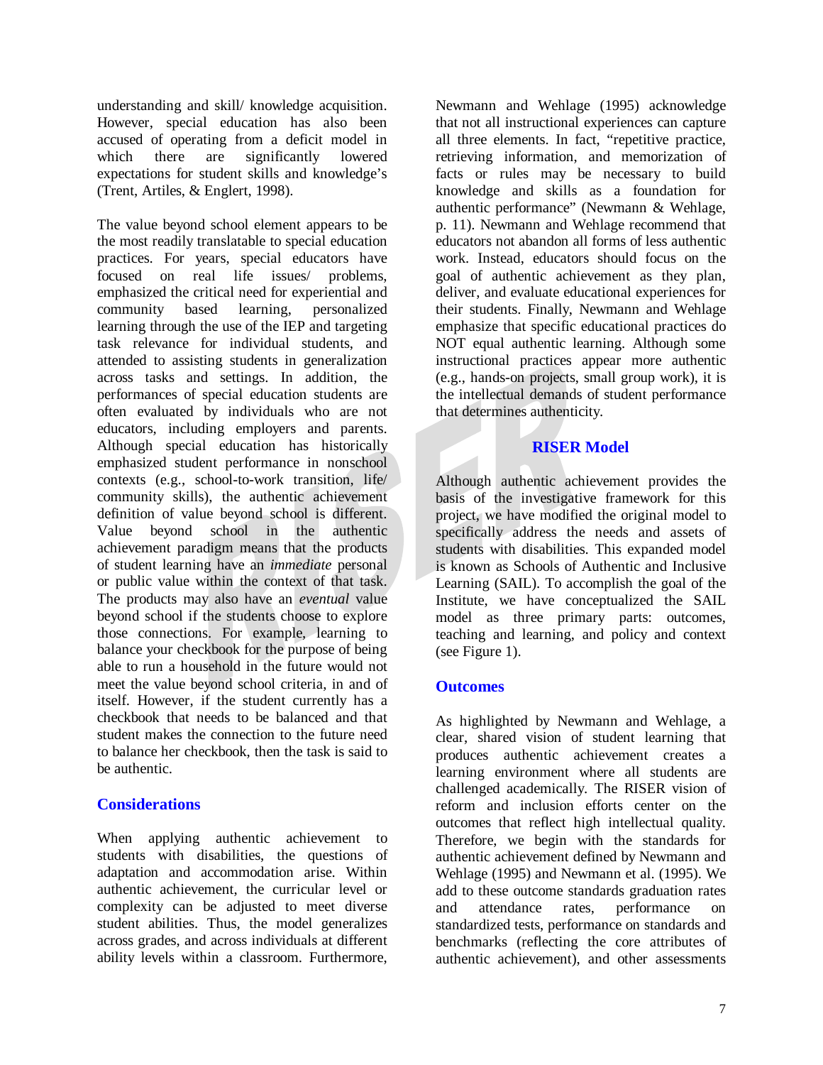understanding and skill/ knowledge acquisition. However, special education has also been accused of operating from a deficit model in which there are significantly lowered expectations for student skills and knowledge's (Trent, Artiles, & Englert, 1998).

The value beyond school element appears to be the most readily translatable to special education practices. For years, special educators have focused on real life issues/ problems, emphasized the critical need for experiential and community based learning, personalized learning through the use of the IEP and targeting task relevance for individual students, and attended to assisting students in generalization across tasks and settings. In addition, the performances of special education students are often evaluated by individuals who are not educators, including employers and parents. Although special education has historically emphasized student performance in nonschool contexts (e.g., school-to-work transition, life/ community skills), the authentic achievement definition of value beyond school is different. Value beyond school in the authentic achievement paradigm means that the products of student learning have an *immediate* personal or public value within the context of that task. The products may also have an *eventual* value beyond school if the students choose to explore those connections. For example, learning to balance your checkbook for the purpose of being able to run a household in the future would not meet the value beyond school criteria, in and of itself. However, if the student currently has a checkbook that needs to be balanced and that student makes the connection to the future need to balance her checkbook, then the task is said to be authentic.

## Considerations

When applying authentic achievement to students with disabilities, the questions of adaptation and accommodation arise. Within authentic achievement, the curricular level or complexity can be adjusted to meet diverse student abilities. Thus, the model generalizes across grades, and across individuals at different ability levels within a classroom. Furthermore, Newmann and Wehlage (1995) acknowledge that not all instructional experiences can capture all three elements. In fact, "repetitive practice, retrieving information, and memorization of facts or rules may be necessary to build knowledge and skills as a foundation for authentic performance" (Newmann & Wehlage, p. 11). Newmann and Wehlage recommend that educators not abandon all forms of less authentic work. Instead, educators should focus on the goal of authentic achievement as they plan, deliver, and evaluate educational experiences for their students. Finally, Newmann and Wehlage emphasize that specific educational practices do NOT equal authentic learning. Although some instructional practices appear more authentic (e.g., hands-on projects, small group work), it is the intellectual demands of student performance that determines authenticity.

## RISER Model

Although authentic achievement provides the basis of the investigative framework for this project, we have modified the original model to specifically address the needs and assets of students with disabilities. This expanded model is known as Schools of Authentic and Inclusive Learning (SAIL). To accomplish the goal of the Institute, we have conceptualized the SAIL model as three primary parts: outcomes, teaching and learning, and policy and context (see Figure 1).

## Outcomes

As highlighted by Newmann and Wehlage, a clear, shared vision of student learning that produces authentic achievement creates a learning environment where all students are challenged academically. The RISER vision of reform and inclusion efforts center on the outcomes that reflect high intellectual quality. Therefore, we begin with the standards for authentic achievement defined by Newmann and Wehlage (1995) and Newmann et al. (1995). We add to these outcome standards graduation rates and attendance rates, performance on standardized tests, performance on standards and benchmarks (reflecting the core attributes of authentic achievement), and other assessments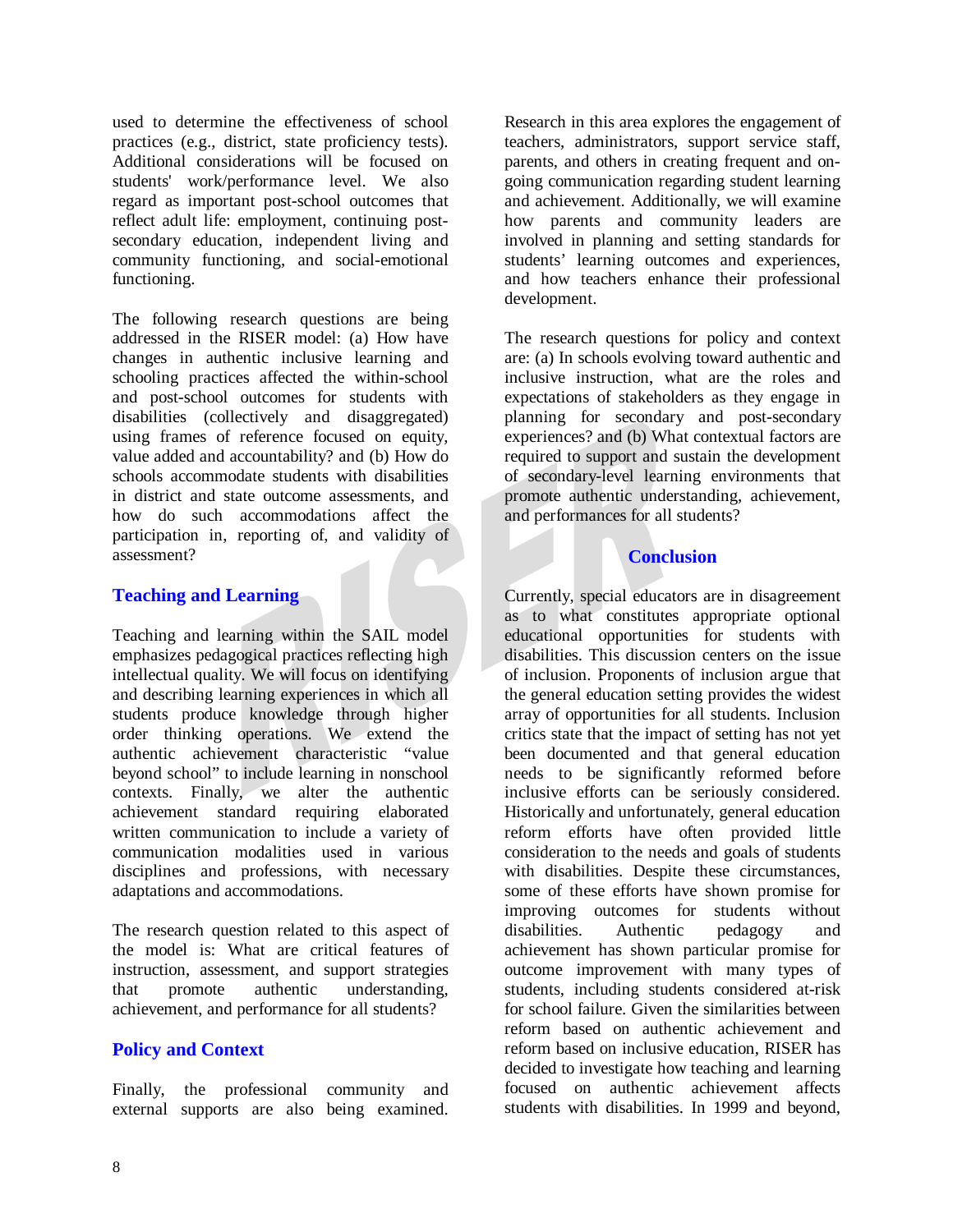used to determine the effectiveness of school practices (e.g., district, state proficiency tests). Additional considerations will be focused on students' work/performance level. We also regard as important post-school outcomes that reflect adult life: employment, continuing post-secondary education, independent living and community functioning, and social-emotional functioning.

The following research questions are being addressed in the RISER model: (a) How have changes in authentic inclusive learning and schooling practices affected the within-school and post-school outcomes for students with disabilities (collectively and disaggregated) using frames of reference focused on equity, value added and accountability? and (b) How do schools accommodate students with disabilities in district and state outcome assessments, and how do such accommodations affect the participation in, reporting of, and validity of assessment?

## Teaching and Learning

Teaching and learning within the SAIL model emphasizes pedagogical practices reflecting high intellectual quality. We will focus on identifying and describing learning experiences in which all students produce knowledge through higher order thinking operations. We extend the authentic achievement characteristic "value beyond school" to include learning in nonschool contexts. Finally, we alter the authentic achievement standard requiring elaborated written communication to include a variety of communication modalities used in various disciplines and professions, with necessary adaptations and accommodations.

The research question related to this aspect of the model is: What are critical features of instruction, assessment, and support strategies that promote authentic understanding, achievement, and performance for all students?

## Policy and Context

Finally, the professional community and external supports are also being examined. Research in this area explores the engagement of teachers, administrators, support service staff, parents, and others in creating frequent and on-going communication regarding student learning and achievement. Additionally, we will examine how parents and community leaders are involved in planning and setting standards for students' learning outcomes and experiences, and how teachers enhance their professional development.

The research questions for policy and context are: (a) In schools evolving toward authentic and inclusive instruction, what are the roles and expectations of stakeholders as they engage in planning for secondary and post-secondary experiences? and (b) What contextual factors are required to support and sustain the development of secondary-level learning environments that promote authentic understanding, achievement, and performances for all students?

## Conclusion

Currently, special educators are in disagreement as to what constitutes appropriate optional educational opportunities for students with disabilities. This discussion centers on the issue of inclusion. Proponents of inclusion argue that the general education setting provides the widest array of opportunities for all students. Inclusion critics state that the impact of setting has not yet been documented and that general education needs to be significantly reformed before inclusive efforts can be seriously considered. Historically and unfortunately, general education reform efforts have often provided little consideration to the needs and goals of students with disabilities. Despite these circumstances, some of these efforts have shown promise for improving outcomes for students without disabilities. Authentic pedagogy and achievement has shown particular promise for outcome improvement with many types of students, including students considered at-risk for school failure. Given the similarities between reform based on authentic achievement and reform based on inclusive education, RISER has decided to investigate how teaching and learning focused on authentic achievement affects students with disabilities. In 1999 and beyond,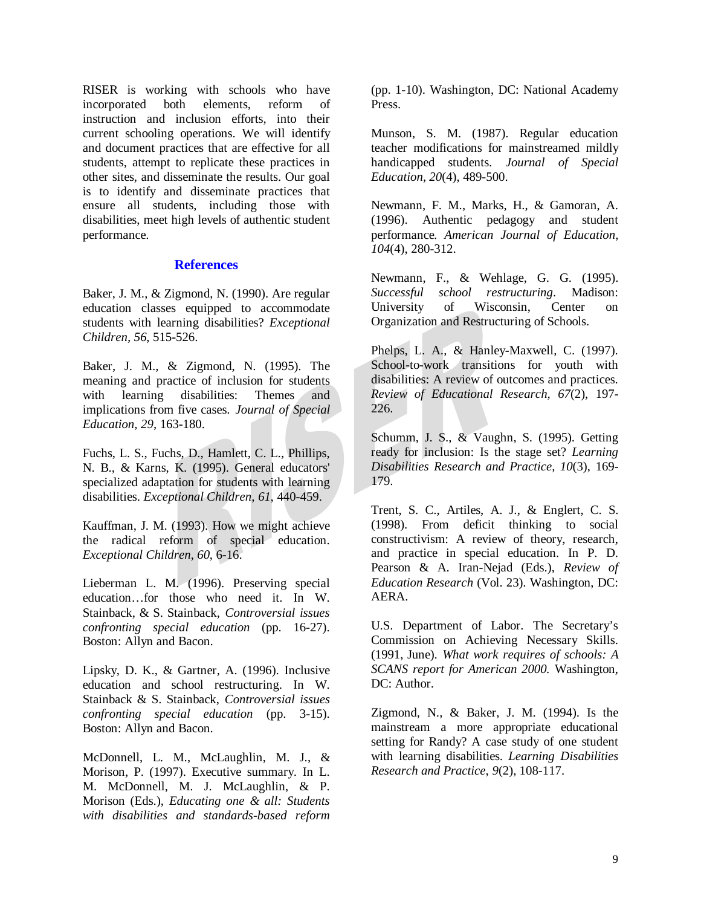RISER is working with schools who have incorporated both elements, reform of instruction and inclusion efforts, into their current schooling operations. We will identify and document practices that are effective for all students, attempt to replicate these practices in other sites, and disseminate the results. Our goal is to identify and disseminate practices that ensure all students, including those with disabilities, meet high levels of authentic student performance.

## References

Baker, J. M., & Zigmond, N. (1990). Are regular education classes equipped to accommodate students with learning disabilities? *Exceptional Children, 56*, 515-526.

Baker, J. M., & Zigmond, N. (1995). The meaning and practice of inclusion for students with learning disabilities: Themes and implications from five cases. *Journal of Special Education, 29*, 163-180.

Fuchs, L. S., Fuchs, D., Hamlett, C. L., Phillips, N. B., & Karns, K. (1995). General educators' specialized adaptation for students with learning disabilities. *Exceptional Children, 61*, 440-459.

Kauffman, J. M. (1993). How we might achieve the radical reform of special education. *Exceptional Children, 60*, 6-16.

Lieberman L. M. (1996). Preserving special education…for those who need it. In W. Stainback, & S. Stainback, *Controversial issues confronting special education* (pp. 16-27). Boston: Allyn and Bacon.

Lipsky, D. K., & Gartner, A. (1996). Inclusive education and school restructuring. In W. Stainback & S. Stainback, *Controversial issues confronting special education* (pp. 3-15). Boston: Allyn and Bacon.

McDonnell, L. M., McLaughlin, M. J., & Morison, P. (1997). Executive summary. In L. M. McDonnell, M. J. McLaughlin, & P. Morison (Eds.), *Educating one & all: Students with disabilities and standards-based reform* (pp. 1-10). Washington, DC: National Academy Press.

Munson, S. M. (1987). Regular education teacher modifications for mainstreamed mildly handicapped students. *Journal of Special Education, 20*(4), 489-500.

Newmann, F. M., Marks, H., & Gamoran, A. (1996). Authentic pedagogy and student performance. *American Journal of Education, 104*(4), 280-312.

Newmann, F., & Wehlage, G. G. (1995). *Successful school restructuring*. Madison: University of Wisconsin, Center on Organization and Restructuring of Schools.

Phelps, L. A., & Hanley-Maxwell, C. (1997). School-to-work transitions for youth with disabilities: A review of outcomes and practices. *Review of Educational Research, 67*(2), 197-226.

Schumm, J. S., & Vaughn, S. (1995). Getting ready for inclusion: Is the stage set? *Learning Disabilities Research and Practice, 10*(3), 169-179.

Trent, S. C., Artiles, A. J., & Englert, C. S. (1998). From deficit thinking to social constructivism: A review of theory, research, and practice in special education. In P. D. Pearson & A. Iran-Nejad (Eds.), *Review of Education Research* (Vol. 23). Washington, DC: AERA.

U.S. Department of Labor. The Secretary's Commission on Achieving Necessary Skills. (1991, June). *What work requires of schools: A SCANS report for American 2000.* Washington, DC: Author.

Zigmond, N., & Baker, J. M. (1994). Is the mainstream a more appropriate educational setting for Randy? A case study of one student with learning disabilities. *Learning Disabilities Research and Practice, 9*(2), 108-117.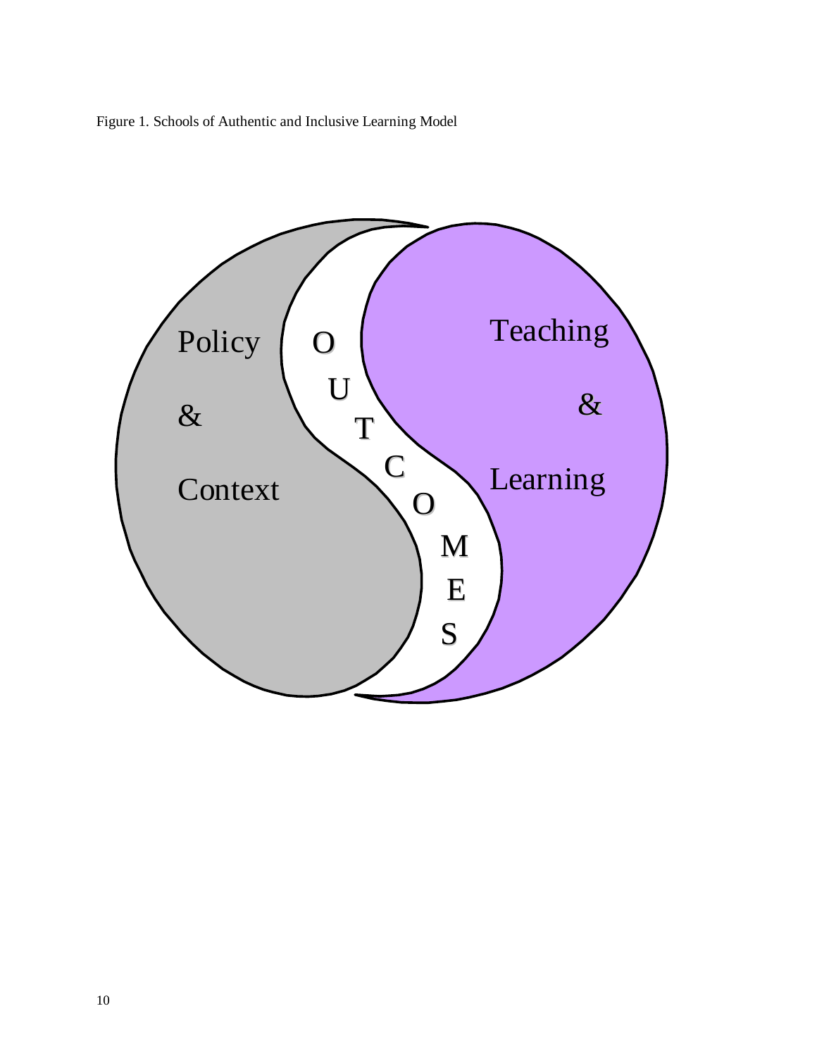Figure 1. Schools of Authentic and Inclusive Learning Model

Policy

&

Context

O
U
T
C
O
M
E
S

Teaching

&

Learning